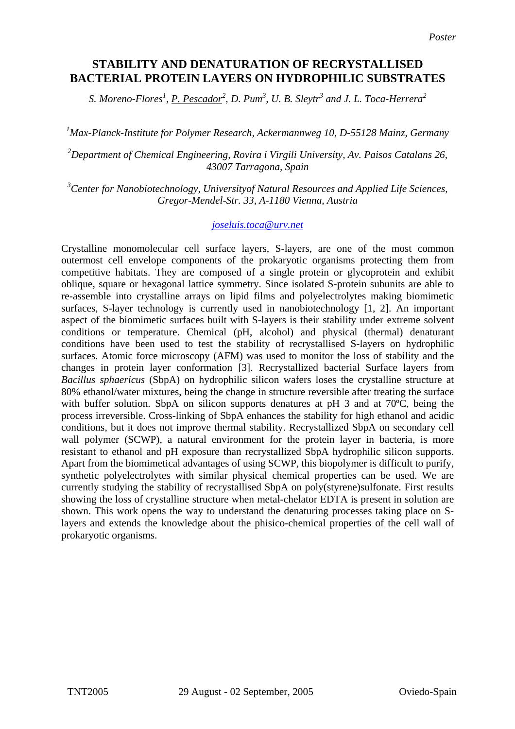*Poster*

# STABILITY AND DENATURATION OF RECRYSTALLISED BACTERIAL PROTEIN LAYERS ON HYDROPHILIC SUBSTRATES

*S. Moreno-Flores[1], P. Pescador[2], D. Pum[3], U. B. Sleytr[3] and J. L. Toca-Herrera[2]*

[1]*Max-Planck-Institute for Polymer Research, Ackermannweg 10, D-55128 Mainz, Germany*

[2]*Department of Chemical Engineering, Rovira i Virgili University, Av. Paisos Catalans 26, 43007 Tarragona, Spain*

[3]*Center for Nanobiotechnology, Universityof Natural Resources and Applied Life Sciences, Gregor-Mendel-Str. 33, A-1180 Vienna, Austria*

*joseluis.toca@urv.net*

Crystalline monomolecular cell surface layers, S-layers, are one of the most common outermost cell envelope components of the prokaryotic organisms protecting them from competitive habitats. They are composed of a single protein or glycoprotein and exhibit oblique, square or hexagonal lattice symmetry. Since isolated S-protein subunits are able to re-assemble into crystalline arrays on lipid films and polyelectrolytes making biomimetic surfaces, S-layer technology is currently used in nanobiotechnology [1, 2]. An important aspect of the biomimetic surfaces built with S-layers is their stability under extreme solvent conditions or temperature. Chemical (pH, alcohol) and physical (thermal) denaturant conditions have been used to test the stability of recrystallised S-layers on hydrophilic surfaces. Atomic force microscopy (AFM) was used to monitor the loss of stability and the changes in protein layer conformation [3]. Recrystallized bacterial Surface layers from *Bacillus sphaericus* (SbpA) on hydrophilic silicon wafers loses the crystalline structure at 80% ethanol/water mixtures, being the change in structure reversible after treating the surface with buffer solution. SbpA on silicon supports denatures at pH 3 and at 70ºC, being the process irreversible. Cross-linking of SbpA enhances the stability for high ethanol and acidic conditions, but it does not improve thermal stability. Recrystallized SbpA on secondary cell wall polymer (SCWP), a natural environment for the protein layer in bacteria, is more resistant to ethanol and pH exposure than recrystallized SbpA hydrophilic silicon supports. Apart from the biomimetical advantages of using SCWP, this biopolymer is difficult to purify, synthetic polyelectrolytes with similar physical chemical properties can be used. We are currently studying the stability of recrystallised SbpA on poly(styrene)sulfonate. First results showing the loss of crystalline structure when metal-chelator EDTA is present in solution are shown. This work opens the way to understand the denaturing processes taking place on S-layers and extends the knowledge about the phisico-chemical properties of the cell wall of prokaryotic organisms.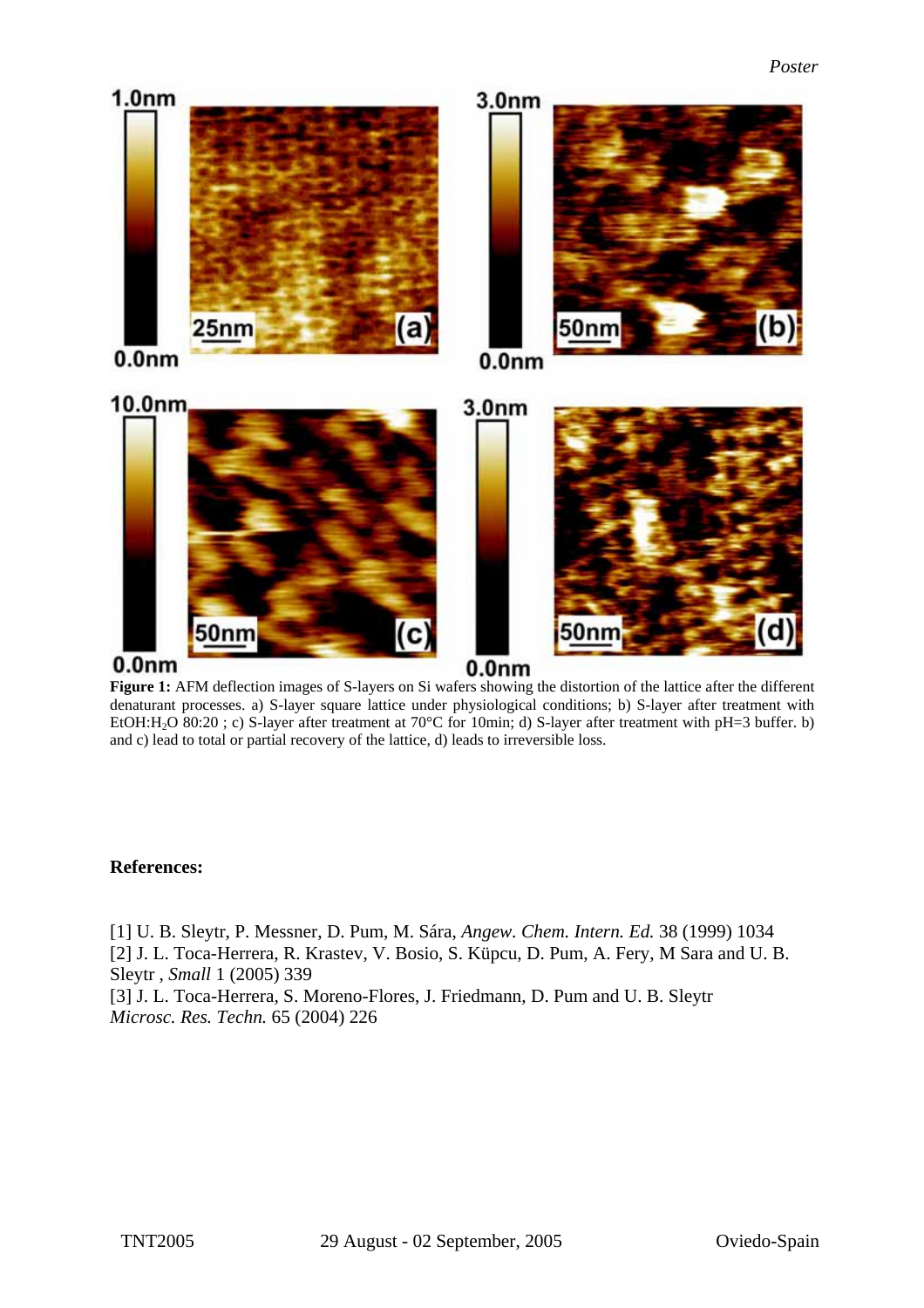1.0nm

0.0nm

25nm

(a)

3.0nm

0.0nm

50nm

(b)

10.0nm

0.0nm

50nm

(c)

3.0nm

0.0nm

50nm

(d)

**Figure 1:** AFM deflection images of S-layers on Si wafers showing the distortion of the lattice after the different denaturant processes. a) S-layer square lattice under physiological conditions; b) S-layer after treatment with EtOH:$H_2O$ 80:20 ; c) S-layer after treatment at 70°C for 10min; d) S-layer after treatment with pH=3 buffer. b) and c) lead to total or partial recovery of the lattice, d) leads to irreversible loss.

**References:**

[1] U. B. Sleytr, P. Messner, D. Pum, M. Sára, *Angew. Chem. Intern. Ed.* 38 (1999) 1034
[2] J. L. Toca-Herrera, R. Krastev, V. Bosio, S. Küpcu, D. Pum, A. Fery, M Sara and U. B. Sleytr , *Small* 1 (2005) 339
[3] J. L. Toca-Herrera, S. Moreno-Flores, J. Friedmann, D. Pum and U. B. Sleytr *Microsc. Res. Techn.* 65 (2004) 226